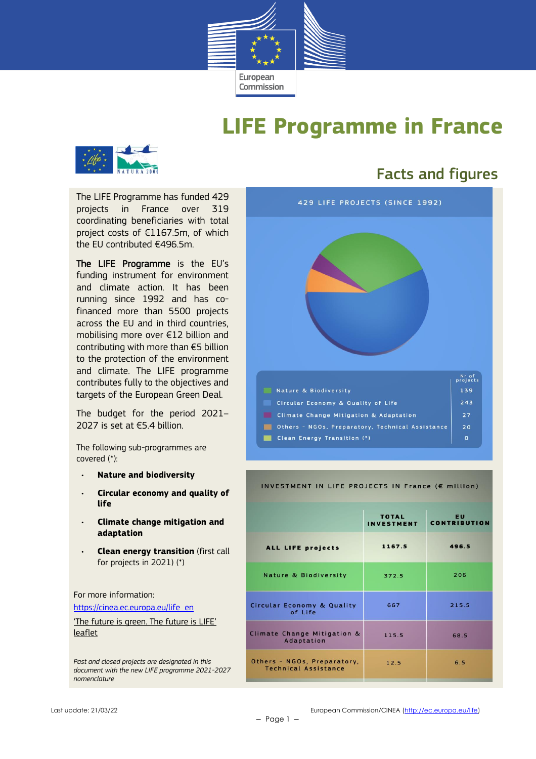# LIFE Programme in France

## Facts and figures

The LIFE Programme has funded 429 projects in France over 319 coordinating beneficiaries with total project costs of €1167.5m, of which the EU contributed €496.5m.

**The LIFE Programme** is the EU's funding instrument for environment and climate action. It has been running since 1992 and has co-financed more than 5500 projects across the EU and in third countries, mobilising more over €12 billion and contributing with more than €5 billion to the protection of the environment and climate. The LIFE programme contributes fully to the objectives and targets of the European Green Deal.

The budget for the period 2021–2027 is set at €5.4 billion.

The following sub-programmes are covered (*):

- **Nature and biodiversity**
- **Circular economy and quality of life**
- **Climate change mitigation and adaptation**
- **Clean energy transition** (first call for projects in 2021) (*)

For more information:

https://cinea.ec.europa.eu/life_en

'The future is green. The future is LIFE' leaflet

*Past and closed projects are designated in this document with the new LIFE programme 2021-2027 nomenclature*

### 429 LIFE PROJECTS (SINCE 1992)

| | Nr of projects |
|---|---|
| Nature & Biodiversity | 139 |
| Circular Economy & Quality of Life | 243 |
| Climate Change Mitigation & Adaptation | 27 |
| Others - NGOs, Preparatory, Technical Assistance | 20 |
| Clean Energy Transition (*) | 0 |

### INVESTMENT IN LIFE PROJECTS IN France (€ million)

| | TOTAL INVESTMENT | EU CONTRIBUTION |
|---|---|---|
| ALL LIFE projects | 1167.5 | 496.5 |
| Nature & Biodiversity | 372.5 | 206 |
| Circular Economy & Quality of Life | 667 | 215.5 |
| Climate Change Mitigation & Adaptation | 115.5 | 68.5 |
| Others - NGOs, Preparatory, Technical Assistance | 12.5 | 6.5 |

Last update: 21/03/22

European Commission/CINEA (http://ec.europa.eu/life)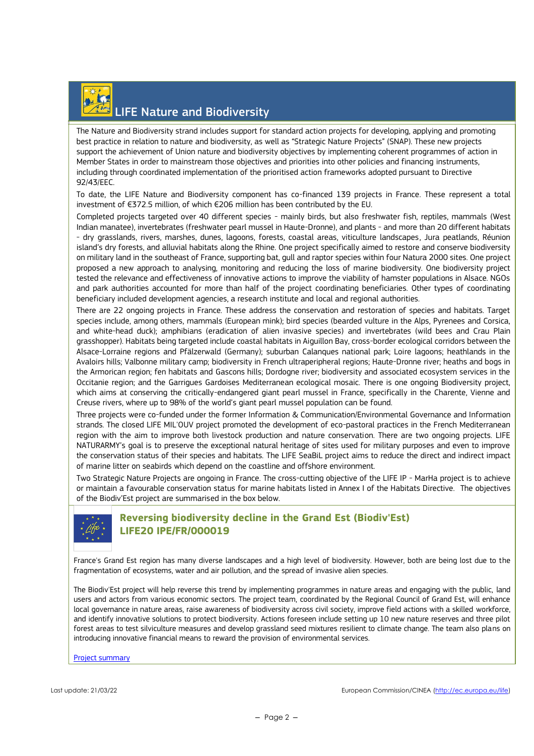## LIFE Nature and Biodiversity

The Nature and Biodiversity strand includes support for standard action projects for developing, applying and promoting best practice in relation to nature and biodiversity, as well as "Strategic Nature Projects" (SNAP). These new projects support the achievement of Union nature and biodiversity objectives by implementing coherent programmes of action in Member States in order to mainstream those objectives and priorities into other policies and financing instruments, including through coordinated implementation of the prioritised action frameworks adopted pursuant to Directive 92/43/EEC.

To date, the LIFE Nature and Biodiversity component has co-financed 139 projects in France. These represent a total investment of €372.5 million, of which €206 million has been contributed by the EU.

Completed projects targeted over 40 different species - mainly birds, but also freshwater fish, reptiles, mammals (West Indian manatee), invertebrates (freshwater pearl mussel in Haute-Dronne), and plants - and more than 20 different habitats - dry grasslands, rivers, marshes, dunes, lagoons, forests, coastal areas, viticulture landscapes, Jura peatlands, Réunion island's dry forests, and alluvial habitats along the Rhine. One project specifically aimed to restore and conserve biodiversity on military land in the southeast of France, supporting bat, gull and raptor species within four Natura 2000 sites. One project proposed a new approach to analysing, monitoring and reducing the loss of marine biodiversity. One biodiversity project tested the relevance and effectiveness of innovative actions to improve the viability of hamster populations in Alsace. NGOs and park authorities accounted for more than half of the project coordinating beneficiaries. Other types of coordinating beneficiary included development agencies, a research institute and local and regional authorities.

There are 22 ongoing projects in France. These address the conservation and restoration of species and habitats. Target species include, among others, mammals (European mink); bird species (bearded vulture in the Alps, Pyrenees and Corsica, and white-head duck); amphibians (eradication of alien invasive species) and invertebrates (wild bees and Crau Plain grasshopper). Habitats being targeted include coastal habitats in Aiguillon Bay, cross-border ecological corridors between the Alsace-Lorraine regions and Pfälzerwald (Germany); suburban Calanques national park; Loire lagoons; heathlands in the Avaloirs hills; Valbonne military camp; biodiversity in French ultraperipheral regions; Haute-Dronne river; heaths and bogs in the Armorican region; fen habitats and Gascons hills; Dordogne river; biodiversity and associated ecosystem services in the Occitanie region; and the Garrigues Gardoises Mediterranean ecological mosaic. There is one ongoing Biodiversity project, which aims at conserving the critically-endangered giant pearl mussel in France, specifically in the Charente, Vienne and Creuse rivers, where up to 98% of the world's giant pearl mussel population can be found.

Three projects were co-funded under the former Information & Communication/Environmental Governance and Information strands. The closed LIFE MIL'OUV project promoted the development of eco-pastoral practices in the French Mediterranean region with the aim to improve both livestock production and nature conservation. There are two ongoing projects. LIFE NATURARMY's goal is to preserve the exceptional natural heritage of sites used for military purposes and even to improve the conservation status of their species and habitats. The LIFE SeaBiL project aims to reduce the direct and indirect impact of marine litter on seabirds which depend on the coastline and offshore environment.

Two Strategic Nature Projects are ongoing in France. The cross-cutting objective of the LIFE IP - MarHa project is to achieve or maintain a favourable conservation status for marine habitats listed in Annex I of the Habitats Directive. The objectives of the Biodiv'Est project are summarised in the box below.

### Reversing biodiversity decline in the Grand Est (Biodiv'Est)
### LIFE20 IPE/FR/000019

France's Grand Est region has many diverse landscapes and a high level of biodiversity. However, both are being lost due to the fragmentation of ecosystems, water and air pollution, and the spread of invasive alien species.

The Biodiv'Est project will help reverse this trend by implementing programmes in nature areas and engaging with the public, land users and actors from various economic sectors. The project team, coordinated by the Regional Council of Grand Est, will enhance local governance in nature areas, raise awareness of biodiversity across civil society, improve field actions with a skilled workforce, and identify innovative solutions to protect biodiversity. Actions foreseen include setting up 10 new nature reserves and three pilot forest areas to test silviculture measures and develop grassland seed mixtures resilient to climate change. The team also plans on introducing innovative financial means to reward the provision of environmental services.

Project summary

Last update: 21/03/22 European Commission/CINEA (http://ec.europa.eu/life)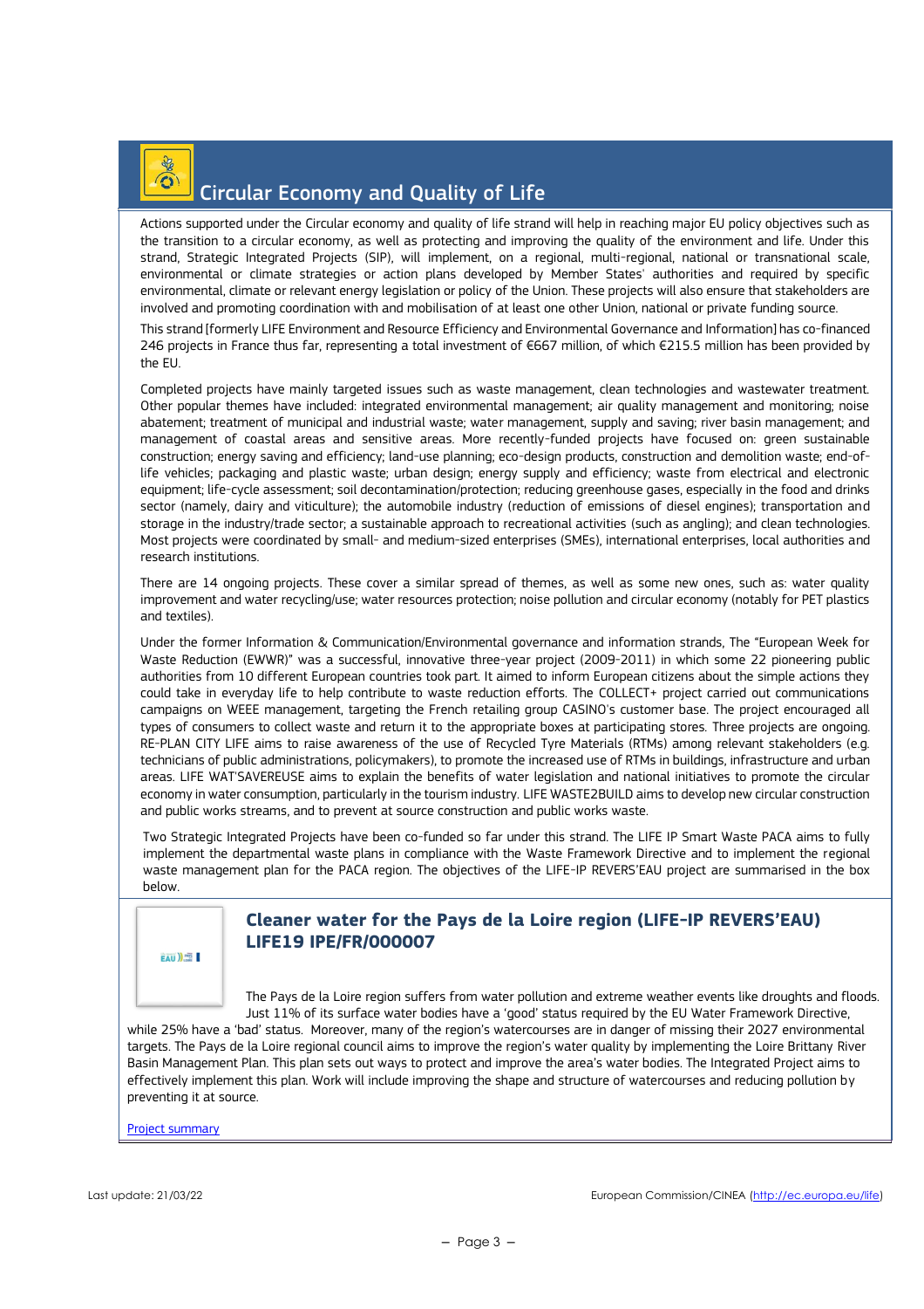## Circular Economy and Quality of Life

Actions supported under the Circular economy and quality of life strand will help in reaching major EU policy objectives such as the transition to a circular economy, as well as protecting and improving the quality of the environment and life. Under this strand, Strategic Integrated Projects (SIP), will implement, on a regional, multi-regional, national or transnational scale, environmental or climate strategies or action plans developed by Member States' authorities and required by specific environmental, climate or relevant energy legislation or policy of the Union. These projects will also ensure that stakeholders are involved and promoting coordination with and mobilisation of at least one other Union, national or private funding source.

This strand [formerly LIFE Environment and Resource Efficiency and Environmental Governance and Information] has co-financed 246 projects in France thus far, representing a total investment of €667 million, of which €215.5 million has been provided by the EU.

Completed projects have mainly targeted issues such as waste management, clean technologies and wastewater treatment. Other popular themes have included: integrated environmental management; air quality management and monitoring; noise abatement; treatment of municipal and industrial waste; water management, supply and saving; river basin management; and management of coastal areas and sensitive areas. More recently-funded projects have focused on: green sustainable construction; energy saving and efficiency; land-use planning; eco-design products, construction and demolition waste; end-of-life vehicles; packaging and plastic waste; urban design; energy supply and efficiency; waste from electrical and electronic equipment; life-cycle assessment; soil decontamination/protection; reducing greenhouse gases, especially in the food and drinks sector (namely, dairy and viticulture); the automobile industry (reduction of emissions of diesel engines); transportation and storage in the industry/trade sector; a sustainable approach to recreational activities (such as angling); and clean technologies. Most projects were coordinated by small- and medium-sized enterprises (SMEs), international enterprises, local authorities and research institutions.

There are 14 ongoing projects. These cover a similar spread of themes, as well as some new ones, such as: water quality improvement and water recycling/use; water resources protection; noise pollution and circular economy (notably for PET plastics and textiles).

Under the former Information & Communication/Environmental governance and information strands, The "European Week for Waste Reduction (EWWR)" was a successful, innovative three-year project (2009-2011) in which some 22 pioneering public authorities from 10 different European countries took part. It aimed to inform European citizens about the simple actions they could take in everyday life to help contribute to waste reduction efforts. The COLLECT+ project carried out communications campaigns on WEEE management, targeting the French retailing group CASINO's customer base. The project encouraged all types of consumers to collect waste and return it to the appropriate boxes at participating stores. Three projects are ongoing. RE-PLAN CITY LIFE aims to raise awareness of the use of Recycled Tyre Materials (RTMs) among relevant stakeholders (e.g. technicians of public administrations, policymakers), to promote the increased use of RTMs in buildings, infrastructure and urban areas. LIFE WAT'SAVEREUSE aims to explain the benefits of water legislation and national initiatives to promote the circular economy in water consumption, particularly in the tourism industry. LIFE WASTE2BUILD aims to develop new circular construction and public works streams, and to prevent at source construction and public works waste.

Two Strategic Integrated Projects have been co-funded so far under this strand. The LIFE IP Smart Waste PACA aims to fully implement the departmental waste plans in compliance with the Waste Framework Directive and to implement the regional waste management plan for the PACA region. The objectives of the LIFE-IP REVERS'EAU project are summarised in the box below.

### Cleaner water for the Pays de la Loire region (LIFE-IP REVERS'EAU) LIFE19 IPE/FR/000007

The Pays de la Loire region suffers from water pollution and extreme weather events like droughts and floods. Just 11% of its surface water bodies have a 'good' status required by the EU Water Framework Directive, while 25% have a 'bad' status. Moreover, many of the region's watercourses are in danger of missing their 2027 environmental targets. The Pays de la Loire regional council aims to improve the region's water quality by implementing the Loire Brittany River Basin Management Plan. This plan sets out ways to protect and improve the area's water bodies. The Integrated Project aims to effectively implement this plan. Work will include improving the shape and structure of watercourses and reducing pollution by preventing it at source.

Project summary

Last update: 21/03/22 European Commission/CINEA (http://ec.europa.eu/life)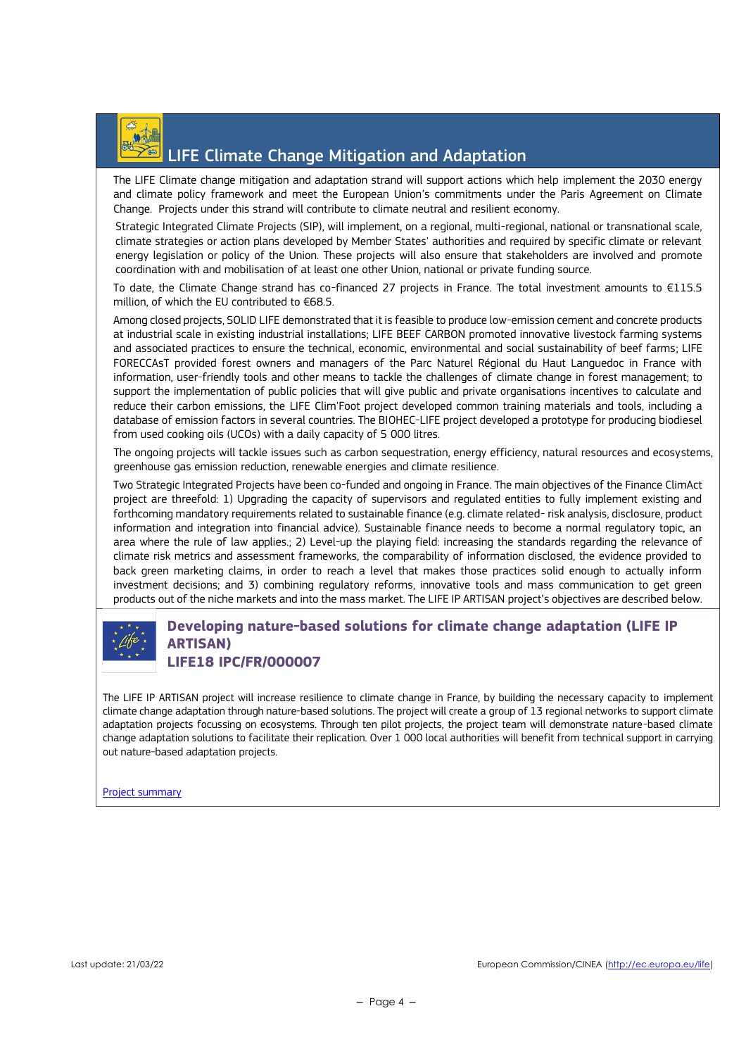## LIFE Climate Change Mitigation and Adaptation

The LIFE Climate change mitigation and adaptation strand will support actions which help implement the 2030 energy and climate policy framework and meet the European Union's commitments under the Paris Agreement on Climate Change. Projects under this strand will contribute to climate neutral and resilient economy.

Strategic Integrated Climate Projects (SIP), will implement, on a regional, multi-regional, national or transnational scale, climate strategies or action plans developed by Member States' authorities and required by specific climate or relevant energy legislation or policy of the Union. These projects will also ensure that stakeholders are involved and promote coordination with and mobilisation of at least one other Union, national or private funding source.

To date, the Climate Change strand has co-financed 27 projects in France. The total investment amounts to €115.5 million, of which the EU contributed to €68.5.

Among closed projects, SOLID LIFE demonstrated that it is feasible to produce low-emission cement and concrete products at industrial scale in existing industrial installations; LIFE BEEF CARBON promoted innovative livestock farming systems and associated practices to ensure the technical, economic, environmental and social sustainability of beef farms; LIFE FORECCAsT provided forest owners and managers of the Parc Naturel Régional du Haut Languedoc in France with information, user-friendly tools and other means to tackle the challenges of climate change in forest management; to support the implementation of public policies that will give public and private organisations incentives to calculate and reduce their carbon emissions, the LIFE Clim'Foot project developed common training materials and tools, including a database of emission factors in several countries. The BIOHEC-LIFE project developed a prototype for producing biodiesel from used cooking oils (UCOs) with a daily capacity of 5 000 litres.

The ongoing projects will tackle issues such as carbon sequestration, energy efficiency, natural resources and ecosystems, greenhouse gas emission reduction, renewable energies and climate resilience.

Two Strategic Integrated Projects have been co-funded and ongoing in France. The main objectives of the Finance ClimAct project are threefold: 1) Upgrading the capacity of supervisors and regulated entities to fully implement existing and forthcoming mandatory requirements related to sustainable finance (e.g. climate related- risk analysis, disclosure, product information and integration into financial advice). Sustainable finance needs to become a normal regulatory topic, an area where the rule of law applies.; 2) Level-up the playing field: increasing the standards regarding the relevance of climate risk metrics and assessment frameworks, the comparability of information disclosed, the evidence provided to back green marketing claims, in order to reach a level that makes those practices solid enough to actually inform investment decisions; and 3) combining regulatory reforms, innovative tools and mass communication to get green products out of the niche markets and into the mass market. The LIFE IP ARTISAN project's objectives are described below.

### Developing nature-based solutions for climate change adaptation (LIFE IP ARTISAN)
### LIFE18 IPC/FR/000007

The LIFE IP ARTISAN project will increase resilience to climate change in France, by building the necessary capacity to implement climate change adaptation through nature-based solutions. The project will create a group of 13 regional networks to support climate adaptation projects focussing on ecosystems. Through ten pilot projects, the project team will demonstrate nature-based climate change adaptation solutions to facilitate their replication. Over 1 000 local authorities will benefit from technical support in carrying out nature-based adaptation projects.

Project summary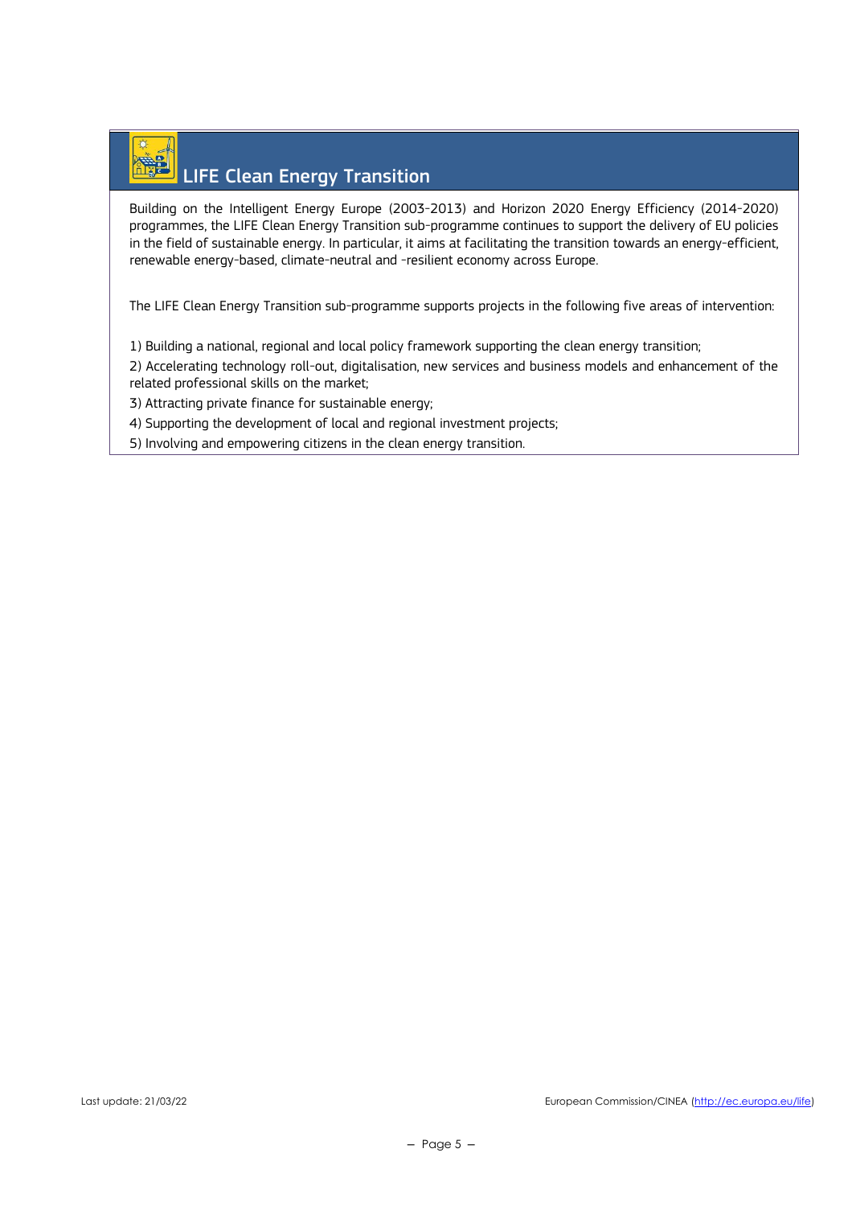## LIFE Clean Energy Transition

Building on the Intelligent Energy Europe (2003-2013) and Horizon 2020 Energy Efficiency (2014-2020) programmes, the LIFE Clean Energy Transition sub-programme continues to support the delivery of EU policies in the field of sustainable energy. In particular, it aims at facilitating the transition towards an energy-efficient, renewable energy-based, climate-neutral and -resilient economy across Europe.

The LIFE Clean Energy Transition sub-programme supports projects in the following five areas of intervention:

1) Building a national, regional and local policy framework supporting the clean energy transition;
2) Accelerating technology roll-out, digitalisation, new services and business models and enhancement of the related professional skills on the market;
3) Attracting private finance for sustainable energy;
4) Supporting the development of local and regional investment projects;
5) Involving and empowering citizens in the clean energy transition.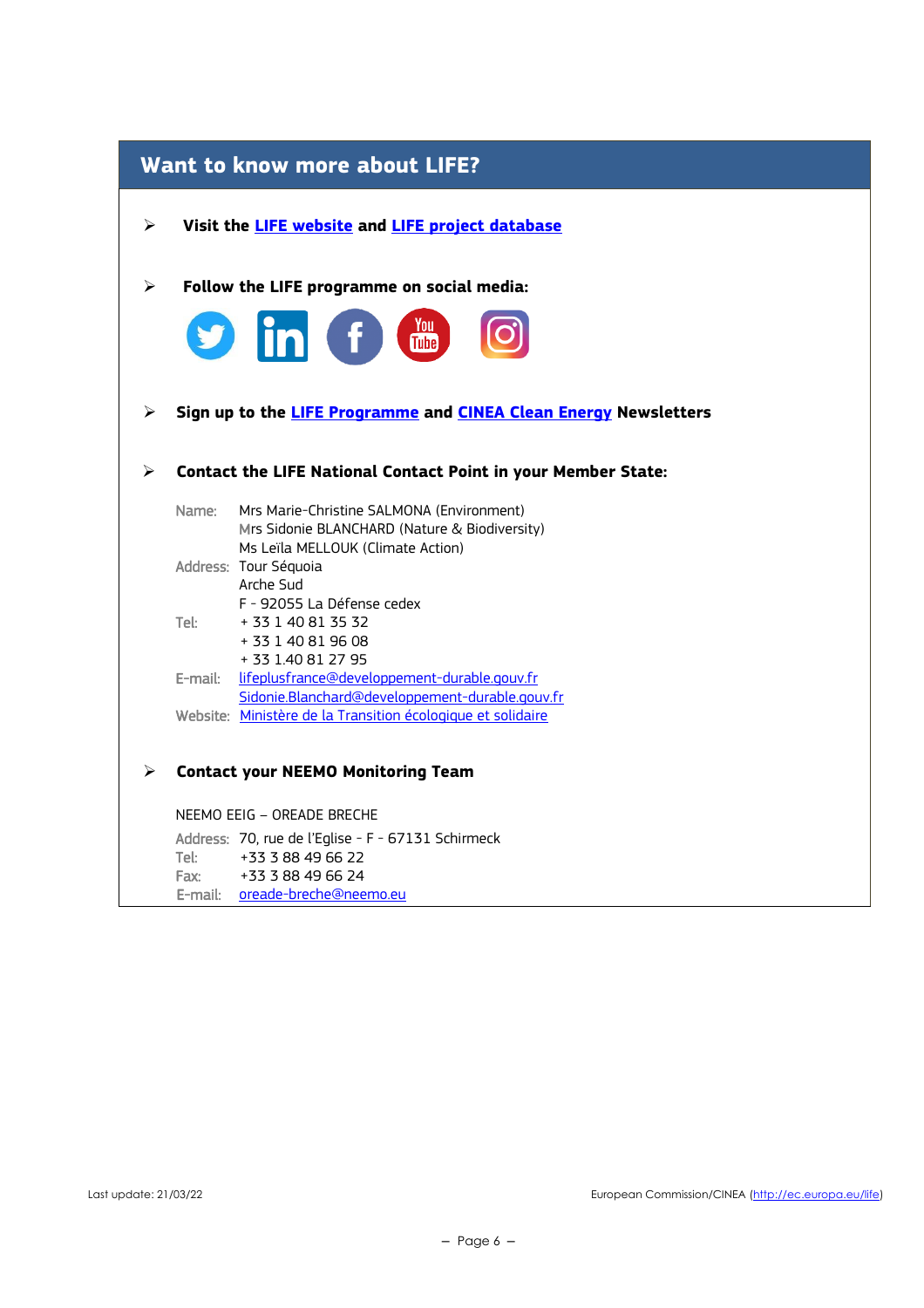## Want to know more about LIFE?

- **Visit the LIFE website and LIFE project database**

- **Follow the LIFE programme on social media:**

- **Sign up to the LIFE Programme and CINEA Clean Energy Newsletters**

- **Contact the LIFE National Contact Point in your Member State:**

Name: Mrs Marie-Christine SALMONA (Environment)
Mrs Sidonie BLANCHARD (Nature & Biodiversity)
Ms Leïla MELLOUK (Climate Action)
Address: Tour Séquoia
Arche Sud
F - 92055 La Défense cedex
Tel: + 33 1 40 81 35 32
+ 33 1 40 81 96 08
+ 33 1.40 81 27 95
E-mail: lifeplusfrance@developpement-durable.gouv.fr
Sidonie.Blanchard@developpement-durable.gouv.fr
Website: Ministère de la Transition écologique et solidaire

- **Contact your NEEMO Monitoring Team**

NEEMO EEIG – OREADE BRECHE

Address: 70, rue de l'Eglise - F - 67131 Schirmeck
Tel: +33 3 88 49 66 22
Fax: +33 3 88 49 66 24
E-mail: oreade-breche@neemo.eu

Last update: 21/03/22

European Commission/CINEA (http://ec.europa.eu/life)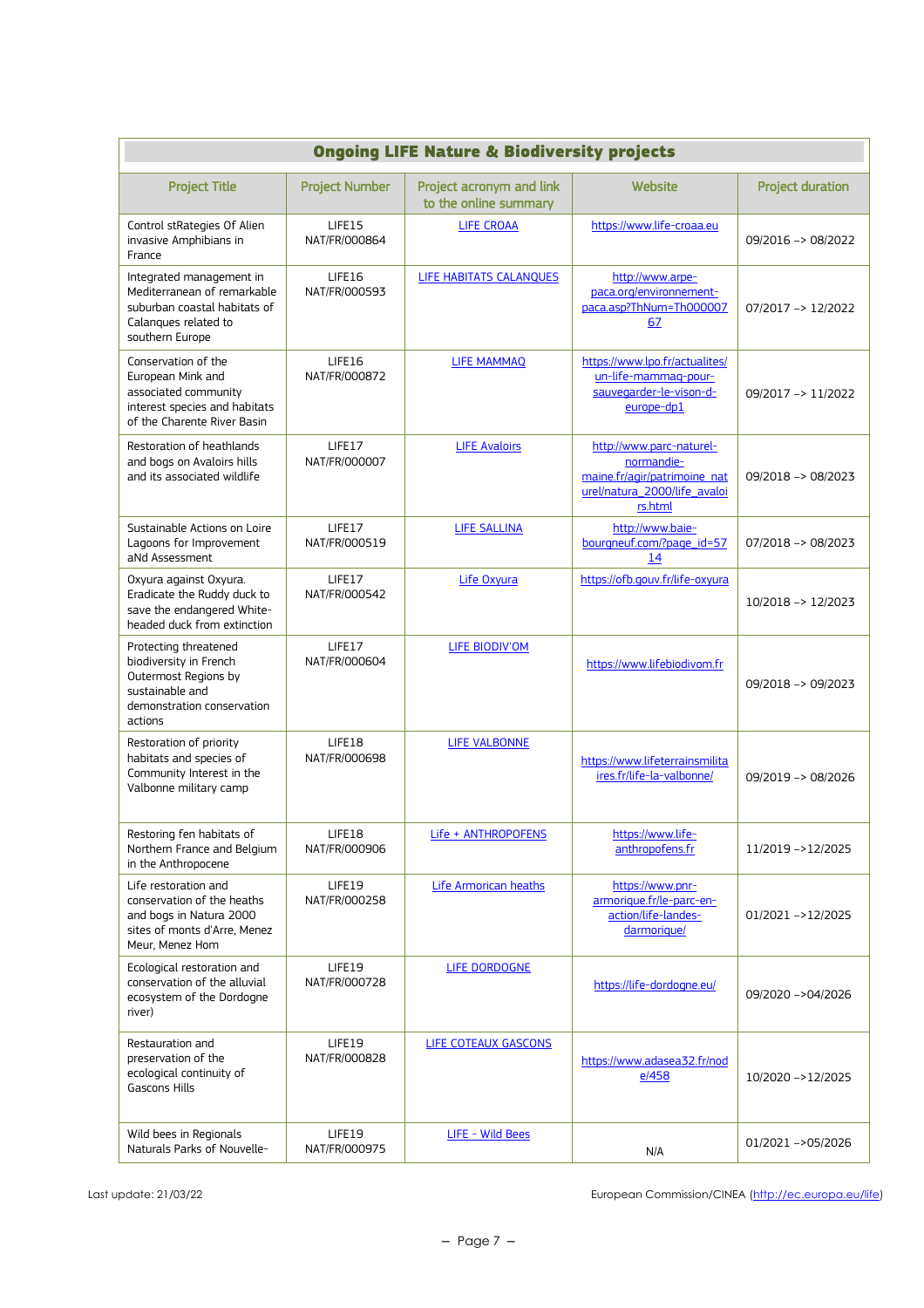| Ongoing LIFE Nature & Biodiversity projects | | | | |
|---|---|---|---|---|
| Project Title | Project Number | Project acronym and link to the online summary | Website | Project duration |
| Control stRategies Of Alien invasive Amphibians in France | LIFE15 NAT/FR/000864 | LIFE CROAA | https://www.life-croaa.eu | 09/2016 –> 08/2022 |
| Integrated management in Mediterranean of remarkable suburban coastal habitats of Calanques related to southern Europe | LIFE16 NAT/FR/000593 | LIFE HABITATS CALANQUES | http://www.arpe-paca.org/environnement-paca.asp?ThNum=Th00000767 | 07/2017 –> 12/2022 |
| Conservation of the European Mink and associated community interest species and habitats of the Charente River Basin | LIFE16 NAT/FR/000872 | LIFE MAMMAQ | https://www.lpo.fr/actualites/un-life-mammaq-pour-sauvegarder-le-vison-d-europe-dp1 | 09/2017 –> 11/2022 |
| Restoration of heathlands and bogs on Avaloirs hills and its associated wildlife | LIFE17 NAT/FR/000007 | LIFE Avaloirs | http://www.parc-naturel-normandie-maine.fr/agir/patrimoine_naturel/natura_2000/life_avaloirs.html | 09/2018 –> 08/2023 |
| Sustainable Actions on Loire Lagoons for Improvement aNd Assessment | LIFE17 NAT/FR/000519 | LIFE SALLINA | http://www.baie-bourgneuf.com/?page_id=5714 | 07/2018 –> 08/2023 |
| Oxyura against Oxyura. Eradicate the Ruddy duck to save the endangered White-headed duck from extinction | LIFE17 NAT/FR/000542 | Life Oxyura | https://ofb.gouv.fr/life-oxyura | 10/2018 –> 12/2023 |
| Protecting threatened biodiversity in French Outermost Regions by sustainable and demonstration conservation actions | LIFE17 NAT/FR/000604 | LIFE BIODIV'OM | https://www.lifebiodivom.fr | 09/2018 –> 09/2023 |
| Restoration of priority habitats and species of Community Interest in the Valbonne military camp | LIFE18 NAT/FR/000698 | LIFE VALBONNE | https://www.lifeterrainsmilitaires.fr/life-la-valbonne/ | 09/2019 –> 08/2026 |
| Restoring fen habitats of Northern France and Belgium in the Anthropocene | LIFE18 NAT/FR/000906 | Life + ANTHROPOFENS | https://www.life-anthropofens.fr | 11/2019 –>12/2025 |
| Life restoration and conservation of the heaths and bogs in Natura 2000 sites of monts d'Arre, Menez Meur, Menez Hom | LIFE19 NAT/FR/000258 | Life Armorican heaths | https://www.pnr-armorique.fr/le-parc-en-action/life-landes-darmorique/ | 01/2021 –>12/2025 |
| Ecological restoration and conservation of the alluvial ecosystem of the Dordogne river) | LIFE19 NAT/FR/000728 | LIFE DORDOGNE | https://life-dordogne.eu/ | 09/2020 –>04/2026 |
| Restauration and preservation of the ecological continuity of Gascons Hills | LIFE19 NAT/FR/000828 | LIFE COTEAUX GASCONS | https://www.adasea32.fr/node/458 | 10/2020 –>12/2025 |
| Wild bees in Regionals Naturals Parks of Nouvelle- | LIFE19 NAT/FR/000975 | LIFE - Wild Bees | N/A | 01/2021 –>05/2026 |

Last update: 21/03/22

European Commission/CINEA (http://ec.europa.eu/life)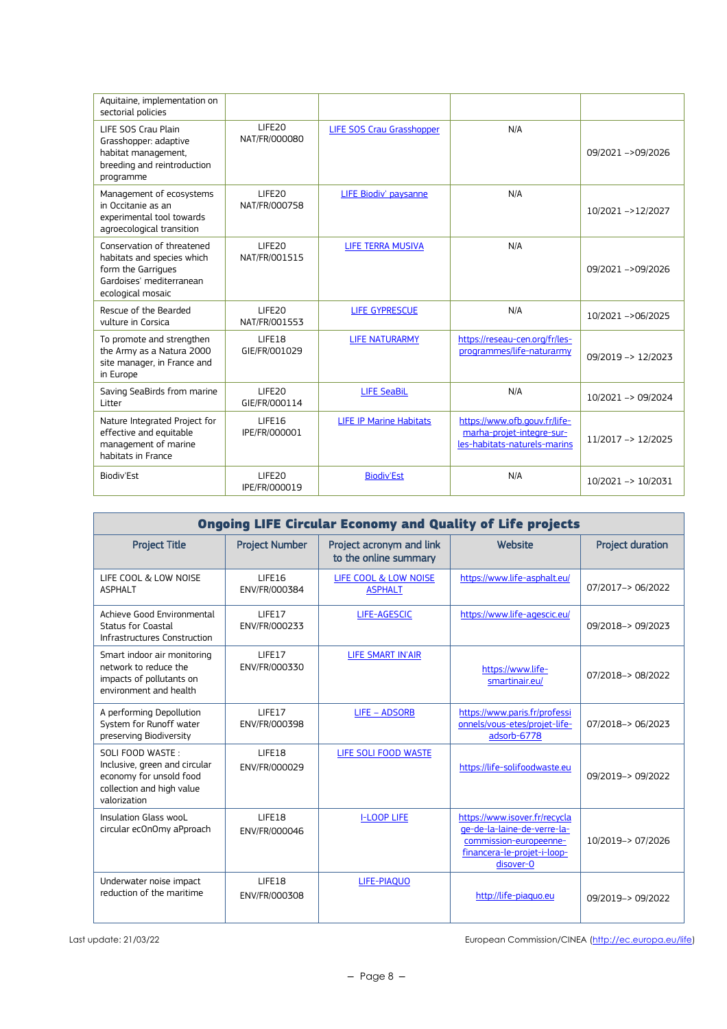| | | | | |
|---|---|---|---|---|
| Aquitaine, implementation on sectorial policies | | | | |
| LIFE SOS Crau Plain Grasshopper: adaptive habitat management, breeding and reintroduction programme | LIFE20 NAT/FR/000080 | LIFE SOS Crau Grasshopper | N/A | 09/2021 –>09/2026 |
| Management of ecosystems in Occitanie as an experimental tool towards agroecological transition | LIFE20 NAT/FR/000758 | LIFE Biodiv' paysanne | N/A | 10/2021 –>12/2027 |
| Conservation of threatened habitats and species which form the Garrigues Gardoises' mediterranean ecological mosaic | LIFE20 NAT/FR/001515 | LIFE TERRA MUSIVA | N/A | 09/2021 –>09/2026 |
| Rescue of the Bearded vulture in Corsica | LIFE20 NAT/FR/001553 | LIFE GYPRESCUE | N/A | 10/2021 –>06/2025 |
| To promote and strengthen the Army as a Natura 2000 site manager, in France and in Europe | LIFE18 GIE/FR/001029 | LIFE NATURARMY | https://reseau-cen.org/fr/les-programmes/life-naturarmy | 09/2019 –> 12/2023 |
| Saving SeaBirds from marine Litter | LIFE20 GIE/FR/000114 | LIFE SeaBiL | N/A | 10/2021 –> 09/2024 |
| Nature Integrated Project for effective and equitable management of marine habitats in France | LIFE16 IPE/FR/000001 | LIFE IP Marine Habitats | https://www.ofb.gouv.fr/life-marha-projet-integre-sur-les-habitats-naturels-marins | 11/2017 –> 12/2025 |
| Biodiv'Est | LIFE20 IPE/FR/000019 | Biodiv'Est | N/A | 10/2021 –> 10/2031 |

## Ongoing LIFE Circular Economy and Quality of Life projects

| Project Title | Project Number | Project acronym and link to the online summary | Website | Project duration |
|---|---|---|---|---|
| LIFE COOL & LOW NOISE ASPHALT | LIFE16 ENV/FR/000384 | LIFE COOL & LOW NOISE ASPHALT | https://www.life-asphalt.eu/ | 07/2017–> 06/2022 |
| Achieve Good Environmental Status for Coastal Infrastructures Construction | LIFE17 ENV/FR/000233 | LIFE-AGESCIC | https://www.life-agescic.eu/ | 09/2018–> 09/2023 |
| Smart indoor air monitoring network to reduce the impacts of pollutants on environment and health | LIFE17 ENV/FR/000330 | LIFE SMART IN'AIR | https://www.life-smartinair.eu/ | 07/2018–> 08/2022 |
| A performing Depollution System for Runoff water preserving Biodiversity | LIFE17 ENV/FR/000398 | LIFE – ADSORB | https://www.paris.fr/professionnels/vous-etes/projet-life-adsorb-6778 | 07/2018–> 06/2023 |
| SOLI FOOD WASTE : Inclusive, green and circular economy for unsold food collection and high value valorization | LIFE18 ENV/FR/000029 | LIFE SOLI FOOD WASTE | https://life-solifoodwaste.eu | 09/2019–> 09/2022 |
| Insulation Glass wooL circular ecOnOmy aPproach | LIFE18 ENV/FR/000046 | I-LOOP LIFE | https://www.isover.fr/recyclage-de-la-laine-de-verre-la-commission-europeenne-financera-le-projet-i-loop-disover-0 | 10/2019–> 07/2026 |
| Underwater noise impact reduction of the maritime | LIFE18 ENV/FR/000308 | LIFE-PIAQUO | http://life-piaquo.eu | 09/2019–> 09/2022 |

Last update: 21/03/22 European Commission/CINEA (http://ec.europa.eu/life)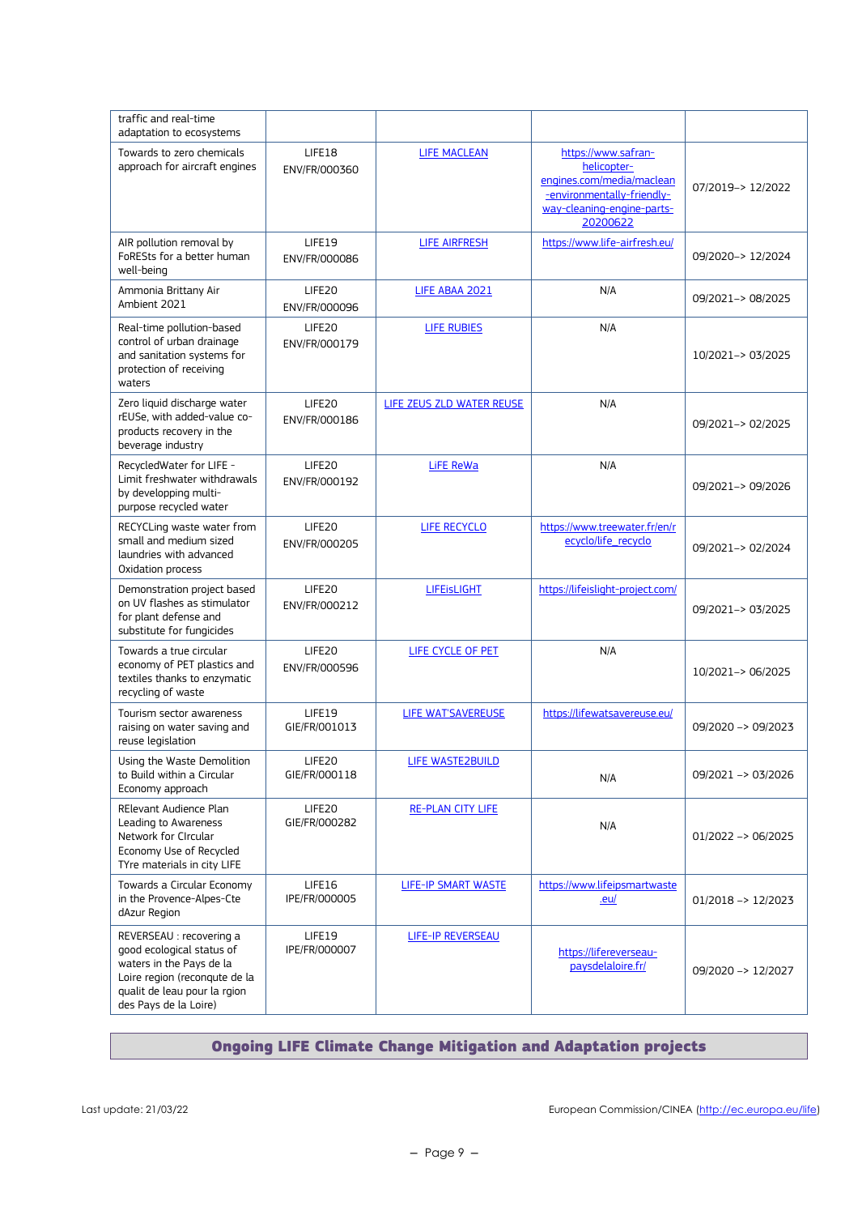| traffic and real-time adaptation to ecosystems | | | | |
|---|---|---|---|---|
| Towards to zero chemicals approach for aircraft engines | LIFE18 ENV/FR/000360 | LIFE MACLEAN | https://www.safran-helicopter-engines.com/media/maclean-environmentally-friendly-way-cleaning-engine-parts-20200622 | 07/2019–> 12/2022 |
| AIR pollution removal by FoRESts for a better human well-being | LIFE19 ENV/FR/000086 | LIFE AIRFRESH | https://www.life-airfresh.eu/ | 09/2020–> 12/2024 |
| Ammonia Brittany Air Ambient 2021 | LIFE20 ENV/FR/000096 | LIFE ABAA 2021 | N/A | 09/2021–> 08/2025 |
| Real-time pollution-based control of urban drainage and sanitation systems for protection of receiving waters | LIFE20 ENV/FR/000179 | LIFE RUBIES | N/A | 10/2021–> 03/2025 |
| Zero liquid discharge water rEUSe, with added-value co-products recovery in the beverage industry | LIFE20 ENV/FR/000186 | LIFE ZEUS ZLD WATER REUSE | N/A | 09/2021–> 02/2025 |
| RecycledWater for LIFE - Limit freshwater withdrawals by developping multi-purpose recycled water | LIFE20 ENV/FR/000192 | LiFE ReWa | N/A | 09/2021–> 09/2026 |
| RECYCLing waste water from small and medium sized laundries with advanced Oxidation process | LIFE20 ENV/FR/000205 | LIFE RECYCLO | https://www.treewater.fr/en/recyclo/life_recyclo | 09/2021–> 02/2024 |
| Demonstration project based on UV flashes as stimulator for plant defense and substitute for fungicides | LIFE20 ENV/FR/000212 | LIFEisLIGHT | https://lifeislight-project.com/ | 09/2021–> 03/2025 |
| Towards a true circular economy of PET plastics and textiles thanks to enzymatic recycling of waste | LIFE20 ENV/FR/000596 | LIFE CYCLE OF PET | N/A | 10/2021–> 06/2025 |
| Tourism sector awareness raising on water saving and reuse legislation | LIFE19 GIE/FR/001013 | LIFE WAT'SAVEREUSE | https://lifewatsavereuse.eu/ | 09/2020 –> 09/2023 |
| Using the Waste Demolition to Build within a Circular Economy approach | LIFE20 GIE/FR/000118 | LIFE WASTE2BUILD | N/A | 09/2021 –> 03/2026 |
| REIevant Audience Plan Leading to Awareness Network for CIrcular Economy Use of Recycled TYre materials in city LIFE | LIFE20 GIE/FR/000282 | RE-PLAN CITY LIFE | N/A | 01/2022 –> 06/2025 |
| Towards a Circular Economy in the Provence-Alpes-Cte dAzur Region | LIFE16 IPE/FR/000005 | LIFE-IP SMART WASTE | https://www.lifeipsmartwaste.eu/ | 01/2018 –> 12/2023 |
| REVERSEAU : recovering a good ecological status of waters in the Pays de la Loire region (reconqute de la qualit de leau pour la rgion des Pays de la Loire) | LIFE19 IPE/FR/000007 | LIFE-IP REVERSEAU | https://lifereverseau-paysdelaloire.fr/ | 09/2020 –> 12/2027 |

## Ongoing LIFE Climate Change Mitigation and Adaptation projects

Last update: 21/03/22 European Commission/CINEA (http://ec.europa.eu/life)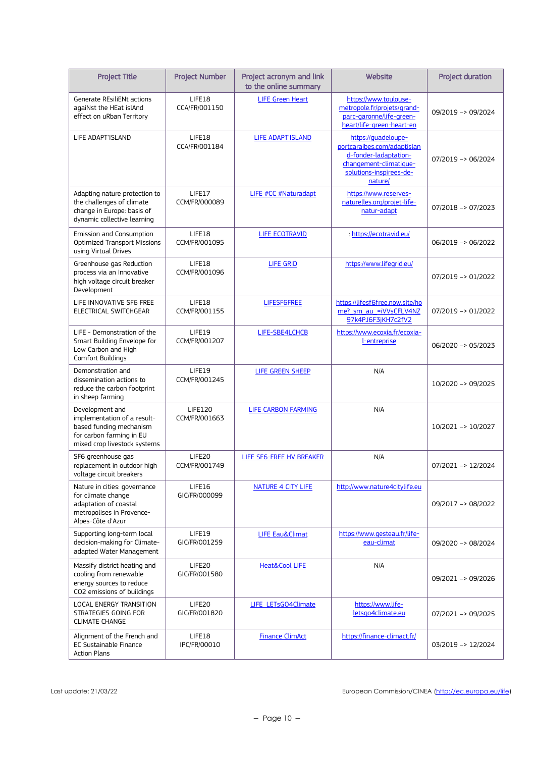| Project Title | Project Number | Project acronym and link to the online summary | Website | Project duration |
| --- | --- | --- | --- | --- |
| Generate REsiliENt actions agaiNst the HEat islAnd effect on uRban Territory | LIFE18 CCA/FR/001150 | LIFE Green Heart | https://www.toulouse-metropole.fr/projets/grand-parc-garonne/life-green-heart/life-green-heart-en | 09/2019 –> 09/2024 |
| LIFE ADAPT'ISLAND | LIFE18 CCA/FR/001184 | LIFE ADAPT'ISLAND | https://guadeloupe-portcaraibes.com/adaptisland-d-fonder-ladaptation-changement-climatique-solutions-inspirees-de-nature/ | 07/2019 –> 06/2024 |
| Adapting nature protection to the challenges of climate change in Europe: basis of dynamic collective learning | LIFE17 CCM/FR/000089 | LIFE #CC #Naturadapt | https://www.reserves-naturelles.org/projet-life-natur-adapt | 07/2018 –> 07/2023 |
| Emission and Consumption Optimized Transport Missions using Virtual Drives | LIFE18 CCM/FR/001095 | LIFE ECOTRAVID | : https://ecotravid.eu/ | 06/2019 –> 06/2022 |
| Greenhouse gas Reduction process via an Innovative high voltage circuit breaker Development | LIFE18 CCM/FR/001096 | LIFE GRID | https://www.lifegrid.eu/ | 07/2019 –> 01/2022 |
| LIFE INNOVATIVE SF6 FREE ELECTRICAL SWITCHGEAR | LIFE18 CCM/FR/001155 | LIFESF6FREE | https://lifesf6free.now.site/home?_sm_au_=iVVsCFLV4NZ97k4PJ6F3jKH7c2fV2 | 07/2019 –> 01/2022 |
| LIFE - Demonstration of the Smart Building Envelope for Low Carbon and High Comfort Buildings | LIFE19 CCM/FR/001207 | LIFE-SBE4LCHCB | https://www.ecoxia.fr/ecoxia-l-entreprise | 06/2020 –> 05/2023 |
| Demonstration and dissemination actions to reduce the carbon footprint in sheep farming | LIFE19 CCM/FR/001245 | LIFE GREEN SHEEP | N/A | 10/2020 –> 09/2025 |
| Development and implementation of a result-based funding mechanism for carbon farming in EU mixed crop livestock systems | LIFE120 CCM/FR/001663 | LIFE CARBON FARMING | N/A | 10/2021 –> 10/2027 |
| SF6 greenhouse gas replacement in outdoor high voltage circuit breakers | LIFE20 CCM/FR/001749 | LIFE SF6-FREE HV BREAKER | N/A | 07/2021 –> 12/2024 |
| Nature in cities: governance for climate change adaptation of coastal metropolises in Provence-Alpes-Côte d'Azur | LIFE16 GIC/FR/000099 | NATURE 4 CITY LIFE | http://www.nature4citylife.eu | 09/2017 –> 08/2022 |
| Supporting long-term local decision-making for Climate-adapted Water Management | LIFE19 GIC/FR/001259 | LIFE Eau&Climat | https://www.gesteau.fr/life-eau-climat | 09/2020 –> 08/2024 |
| Massify district heating and cooling from renewable energy sources to reduce CO2 emissions of buildings | LIFE20 GIC/FR/001580 | Heat&Cool LIFE | N/A | 09/2021 –> 09/2026 |
| LOCAL ENERGY TRANSITION STRATEGIES GOING FOR CLIMATE CHANGE | LIFE20 GIC/FR/001820 | LIFE_LETsGO4Climate | https://www.life-letsgo4climate.eu | 07/2021 –> 09/2025 |
| Alignment of the French and EC Sustainable Finance Action Plans | LIFE18 IPC/FR/00010 | Finance ClimAct | https://finance-climact.fr/ | 03/2019 –> 12/2024 |

Last update: 21/03/22

European Commission/CINEA (http://ec.europa.eu/life)